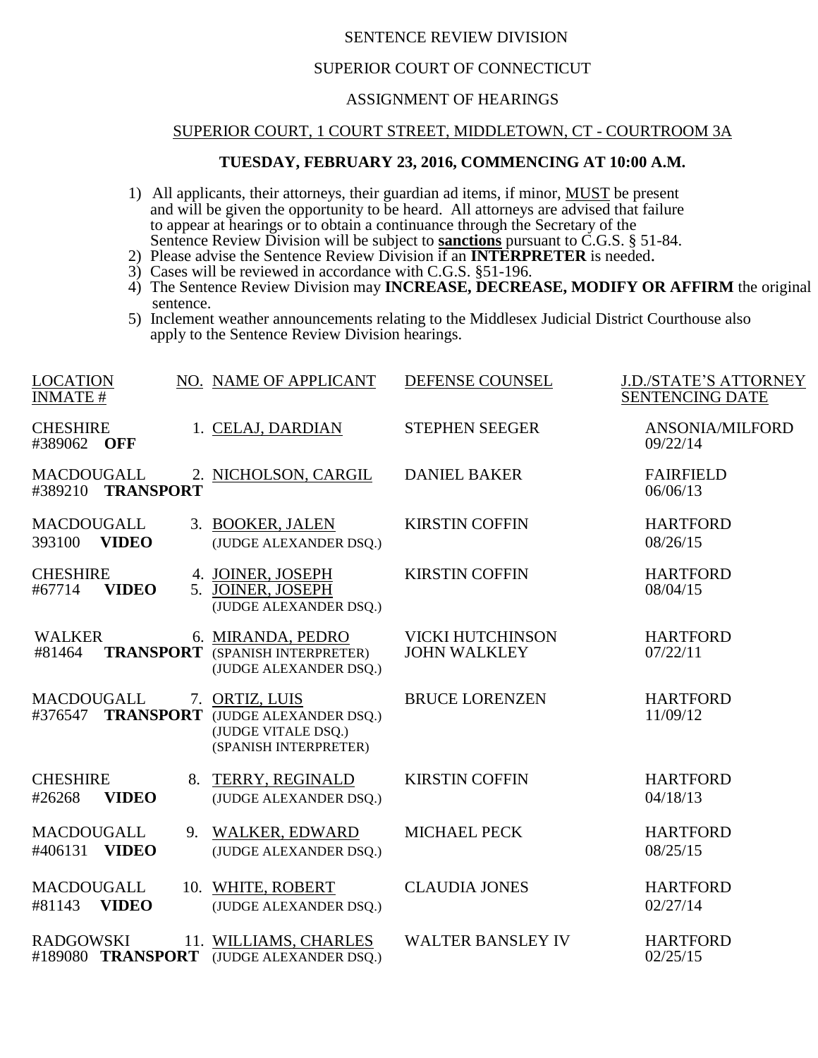SENTENCE REVIEW DIVISION

SUPERIOR COURT OF CONNECTICUT

ASSIGNMENT OF HEARINGS

SUPERIOR COURT, 1 COURT STREET, MIDDLETOWN, CT - COURTROOM 3A

**TUESDAY, FEBRUARY 23, 2016, COMMENCING AT 10:00 A.M.**

1) All applicants, their attorneys, their guardian ad items, if minor, MUST be present and will be given the opportunity to be heard. All attorneys are advised that failure to appear at hearings or to obtain a continuance through the Secretary of the Sentence Review Division will be subject to **sanctions** pursuant to C.G.S. § 51-84.
2) Please advise the Sentence Review Division if an **INTERPRETER** is needed.
3) Cases will be reviewed in accordance with C.G.S. §51-196.
4) The Sentence Review Division may **INCREASE, DECREASE, MODIFY OR AFFIRM** the original sentence.
5) Inclement weather announcements relating to the Middlesex Judicial District Courthouse also apply to the Sentence Review Division hearings.

| LOCATION INMATE # | NO. | NAME OF APPLICANT | DEFENSE COUNSEL | J.D./STATE'S ATTORNEY SENTENCING DATE |
|---|---|---|---|---|
| CHESHIRE #389062 **OFF** | 1. | CELAJ, DARDIAN | STEPHEN SEEGER | ANSONIA/MILFORD 09/22/14 |
| MACDOUGALL #389210 **TRANSPORT** | 2. | NICHOLSON, CARGIL | DANIEL BAKER | FAIRFIELD 06/06/13 |
| MACDOUGALL 393100 **VIDEO** | 3. | BOOKER, JALEN (JUDGE ALEXANDER DSQ.) | KIRSTIN COFFIN | HARTFORD 08/26/15 |
| CHESHIRE #67714 **VIDEO** | 4. 5. | JOINER, JOSEPH JOINER, JOSEPH (JUDGE ALEXANDER DSQ.) | KIRSTIN COFFIN | HARTFORD 08/04/15 |
| WALKER #81464 **TRANSPORT** | 6. | MIRANDA, PEDRO (SPANISH INTERPRETER) (JUDGE ALEXANDER DSQ.) | VICKI HUTCHINSON JOHN WALKLEY | HARTFORD 07/22/11 |
| MACDOUGALL #376547 **TRANSPORT** | 7. | ORTIZ, LUIS (JUDGE ALEXANDER DSQ.) (JUDGE VITALE DSQ.) (SPANISH INTERPRETER) | BRUCE LORENZEN | HARTFORD 11/09/12 |
| CHESHIRE #26268 **VIDEO** | 8. | TERRY, REGINALD (JUDGE ALEXANDER DSQ.) | KIRSTIN COFFIN | HARTFORD 04/18/13 |
| MACDOUGALL #406131 **VIDEO** | 9. | WALKER, EDWARD (JUDGE ALEXANDER DSQ.) | MICHAEL PECK | HARTFORD 08/25/15 |
| MACDOUGALL #81143 **VIDEO** | 10. | WHITE, ROBERT (JUDGE ALEXANDER DSQ.) | CLAUDIA JONES | HARTFORD 02/27/14 |
| RADGOWSKI #189080 **TRANSPORT** | 11. | WILLIAMS, CHARLES (JUDGE ALEXANDER DSQ.) | WALTER BANSLEY IV | HARTFORD 02/25/15 |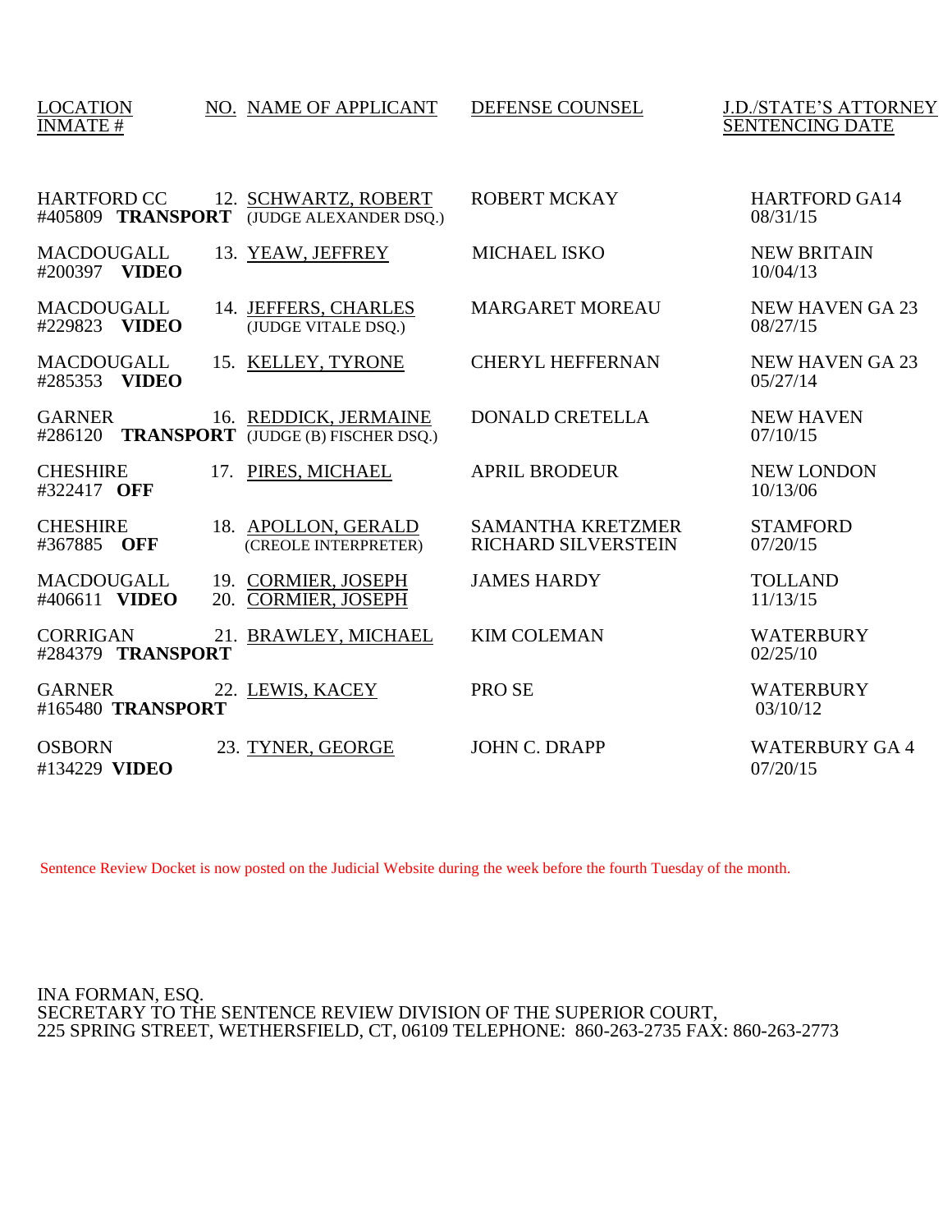| LOCATION<br>INMATE # | NO. | NAME OF APPLICANT | DEFENSE COUNSEL | J.D./STATE'S ATTORNEY<br>SENTENCING DATE |
|---|---|---|---|---|
| HARTFORD CC<br>#405809 **TRANSPORT** | 12. | SCHWARTZ, ROBERT<br>(JUDGE ALEXANDER DSQ.) | ROBERT MCKAY | HARTFORD GA14<br>08/31/15 |
| MACDOUGALL<br>#200397 **VIDEO** | 13. | YEAW, JEFFREY | MICHAEL ISKO | NEW BRITAIN<br>10/04/13 |
| MACDOUGALL<br>#229823 **VIDEO** | 14. | JEFFERS, CHARLES<br>(JUDGE VITALE DSQ.) | MARGARET MOREAU | NEW HAVEN GA 23<br>08/27/15 |
| MACDOUGALL<br>#285353 **VIDEO** | 15. | KELLEY, TYRONE | CHERYL HEFFERNAN | NEW HAVEN GA 23<br>05/27/14 |
| GARNER<br>#286120 **TRANSPORT** | 16. | REDDICK, JERMAINE<br>(JUDGE (B) FISCHER DSQ.) | DONALD CRETELLA | NEW HAVEN<br>07/10/15 |
| CHESHIRE<br>#322417 **OFF** | 17. | PIRES, MICHAEL | APRIL BRODEUR | NEW LONDON<br>10/13/06 |
| CHESHIRE<br>#367885 **OFF** | 18. | APOLLON, GERALD<br>(CREOLE INTERPRETER) | SAMANTHA KRETZMER<br>RICHARD SILVERSTEIN | STAMFORD<br>07/20/15 |
| MACDOUGALL<br>#406611 **VIDEO** | 19.<br>20. | CORMIER, JOSEPH<br>CORMIER, JOSEPH | JAMES HARDY | TOLLAND<br>11/13/15 |
| CORRIGAN<br>#284379 **TRANSPORT** | 21. | BRAWLEY, MICHAEL | KIM COLEMAN | WATERBURY<br>02/25/10 |
| GARNER<br>#165480 **TRANSPORT** | 22. | LEWIS, KACEY | PRO SE | WATERBURY<br>03/10/12 |
| OSBORN<br>#134229 **VIDEO** | 23. | TYNER, GEORGE | JOHN C. DRAPP | WATERBURY GA 4<br>07/20/15 |

Sentence Review Docket is now posted on the Judicial Website during the week before the fourth Tuesday of the month.

INA FORMAN, ESQ.
SECRETARY TO THE SENTENCE REVIEW DIVISION OF THE SUPERIOR COURT,
225 SPRING STREET, WETHERSFIELD, CT, 06109 TELEPHONE: 860-263-2735 FAX: 860-263-2773